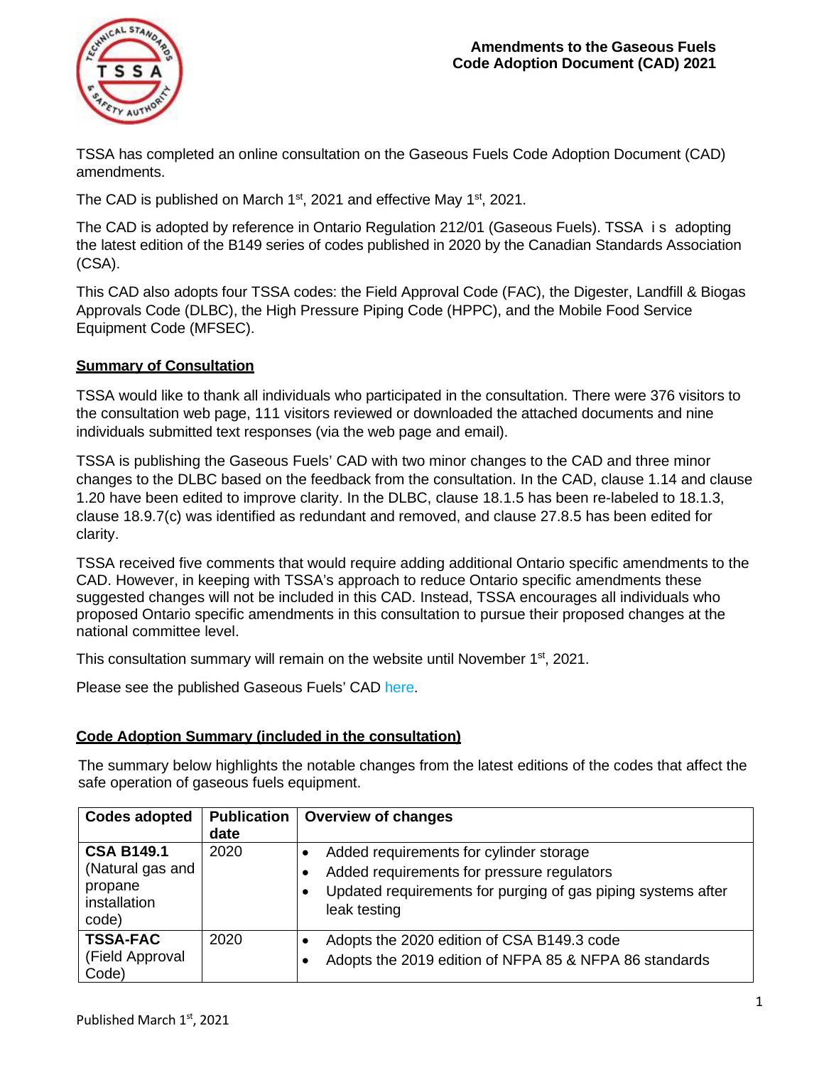# Amendments to the Gaseous Fuels Code Adoption Document (CAD) 2021

TSSA has completed an online consultation on the Gaseous Fuels Code Adoption Document (CAD) amendments.

The CAD is published on March 1st, 2021 and effective May 1st, 2021.

The CAD is adopted by reference in Ontario Regulation 212/01 (Gaseous Fuels). TSSA is adopting the latest edition of the B149 series of codes published in 2020 by the Canadian Standards Association (CSA).

This CAD also adopts four TSSA codes: the Field Approval Code (FAC), the Digester, Landfill & Biogas Approvals Code (DLBC), the High Pressure Piping Code (HPPC), and the Mobile Food Service Equipment Code (MFSEC).

## Summary of Consultation

TSSA would like to thank all individuals who participated in the consultation. There were 376 visitors to the consultation web page, 111 visitors reviewed or downloaded the attached documents and nine individuals submitted text responses (via the web page and email).

TSSA is publishing the Gaseous Fuels' CAD with two minor changes to the CAD and three minor changes to the DLBC based on the feedback from the consultation. In the CAD, clause 1.14 and clause 1.20 have been edited to improve clarity. In the DLBC, clause 18.1.5 has been re-labeled to 18.1.3, clause 18.9.7(c) was identified as redundant and removed, and clause 27.8.5 has been edited for clarity.

TSSA received five comments that would require adding additional Ontario specific amendments to the CAD. However, in keeping with TSSA's approach to reduce Ontario specific amendments these suggested changes will not be included in this CAD. Instead, TSSA encourages all individuals who proposed Ontario specific amendments in this consultation to pursue their proposed changes at the national committee level.

This consultation summary will remain on the website until November 1st, 2021.

Please see the published Gaseous Fuels' CAD here.

## Code Adoption Summary (included in the consultation)

The summary below highlights the notable changes from the latest editions of the codes that affect the safe operation of gaseous fuels equipment.

| Codes adopted | Publication date | Overview of changes |
|---|---|---|
| **CSA B149.1** (Natural gas and propane installation code) | 2020 | • Added requirements for cylinder storage<br>• Added requirements for pressure regulators<br>• Updated requirements for purging of gas piping systems after leak testing |
| **TSSA-FAC** (Field Approval Code) | 2020 | • Adopts the 2020 edition of CSA B149.3 code<br>• Adopts the 2019 edition of NFPA 85 & NFPA 86 standards |

Published March 1st, 2021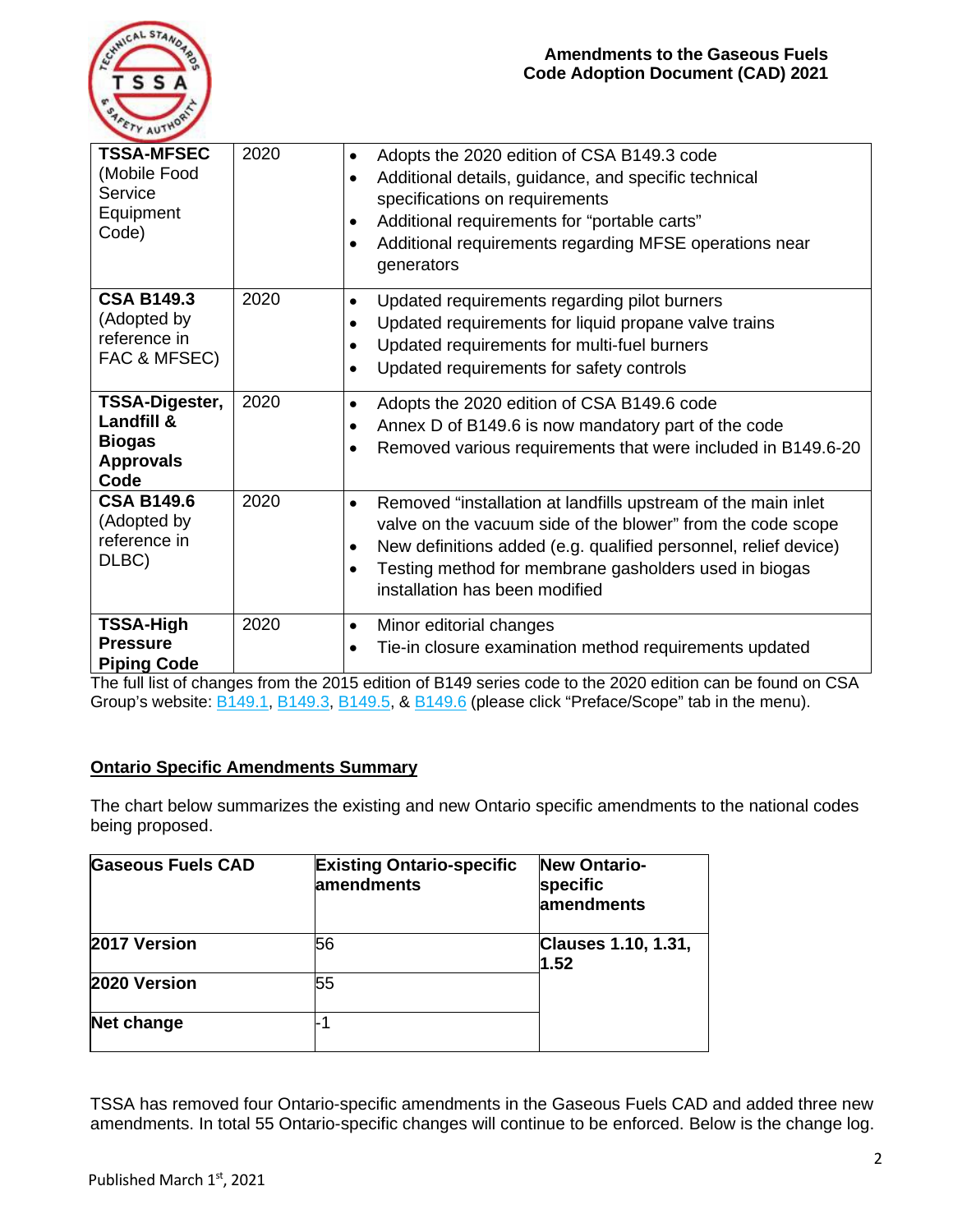| TSSA-MFSEC (Mobile Food Service Equipment Code) | 2020 | • Adopts the 2020 edition of CSA B149.3 code<br>• Additional details, guidance, and specific technical specifications on requirements<br>• Additional requirements for "portable carts"<br>• Additional requirements regarding MFSE operations near generators |
|---|---|---|
| **CSA B149.3** (Adopted by reference in FAC & MFSEC) | 2020 | • Updated requirements regarding pilot burners<br>• Updated requirements for liquid propane valve trains<br>• Updated requirements for multi-fuel burners<br>• Updated requirements for safety controls |
| **TSSA-Digester, Landfill & Biogas Approvals Code** | 2020 | • Adopts the 2020 edition of CSA B149.6 code<br>• Annex D of B149.6 is now mandatory part of the code<br>• Removed various requirements that were included in B149.6-20 |
| **CSA B149.6** (Adopted by reference in DLBC) | 2020 | • Removed "installation at landfills upstream of the main inlet valve on the vacuum side of the blower" from the code scope<br>• New definitions added (e.g. qualified personnel, relief device)<br>• Testing method for membrane gasholders used in biogas installation has been modified |
| **TSSA-High Pressure Piping Code** | 2020 | • Minor editorial changes<br>• Tie-in closure examination method requirements updated |

The full list of changes from the 2015 edition of B149 series code to the 2020 edition can be found on CSA Group's website: B149.1, B149.3, B149.5, & B149.6 (please click "Preface/Scope" tab in the menu).

## Ontario Specific Amendments Summary

The chart below summarizes the existing and new Ontario specific amendments to the national codes being proposed.

| Gaseous Fuels CAD | Existing Ontario-specific amendments | New Ontario-specific amendments |
|---|---|---|
| **2017 Version** | 56 | **Clauses 1.10, 1.31, 1.52** |
| **2020 Version** | 55 | |
| **Net change** | -1 | |

TSSA has removed four Ontario-specific amendments in the Gaseous Fuels CAD and added three new amendments. In total 55 Ontario-specific changes will continue to be enforced. Below is the change log.

Published March 1st, 2021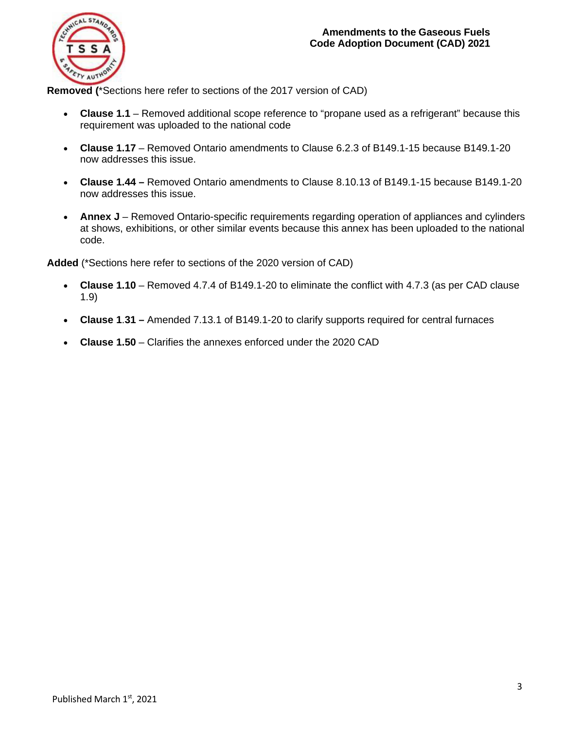**Removed (***Sections here refer to sections of the 2017 version of CAD)

- **Clause 1.1** – Removed additional scope reference to "propane used as a refrigerant" because this requirement was uploaded to the national code
- **Clause 1.17** – Removed Ontario amendments to Clause 6.2.3 of B149.1-15 because B149.1-20 now addresses this issue.
- **Clause 1.44 –** Removed Ontario amendments to Clause 8.10.13 of B149.1-15 because B149.1-20 now addresses this issue.
- **Annex J** – Removed Ontario-specific requirements regarding operation of appliances and cylinders at shows, exhibitions, or other similar events because this annex has been uploaded to the national code.

**Added** (*Sections here refer to sections of the 2020 version of CAD)

- **Clause 1.10** – Removed 4.7.4 of B149.1-20 to eliminate the conflict with 4.7.3 (as per CAD clause 1.9)
- **Clause 1.31 –** Amended 7.13.1 of B149.1-20 to clarify supports required for central furnaces
- **Clause 1.50** – Clarifies the annexes enforced under the 2020 CAD